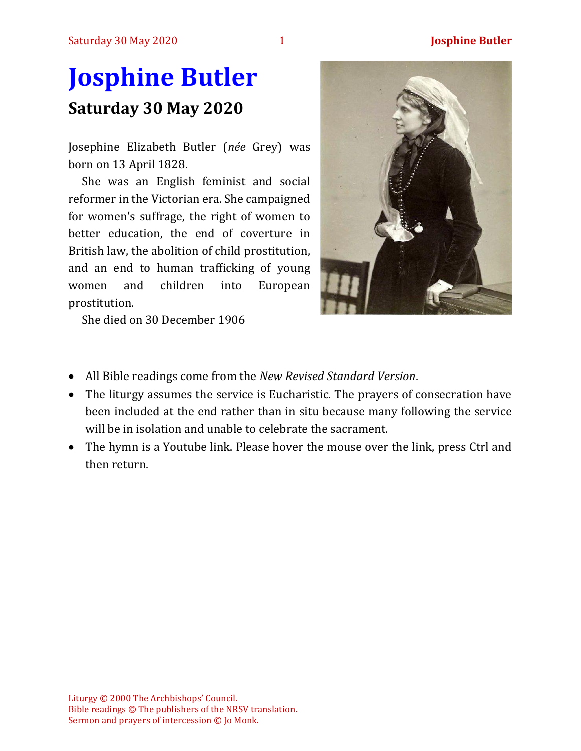# Josphine Butler

## Saturday 30 May 2020

Josephine Elizabeth Butler (*née* Grey) was born on 13 April 1828.

She was an English feminist and social reformer in the Victorian era. She campaigned for women's suffrage, the right of women to better education, the end of coverture in British law, the abolition of child prostitution, and an end to human trafficking of young women and children into European prostitution.

She died on 30 December 1906

- All Bible readings come from the *New Revised Standard Version*.
- The liturgy assumes the service is Eucharistic. The prayers of consecration have been included at the end rather than in situ because many following the service will be in isolation and unable to celebrate the sacrament.
- The hymn is a Youtube link. Please hover the mouse over the link, press Ctrl and then return.

Liturgy © 2000 The Archbishops' Council.
Bible readings © The publishers of the NRSV translation.
Sermon and prayers of intercession © Jo Monk.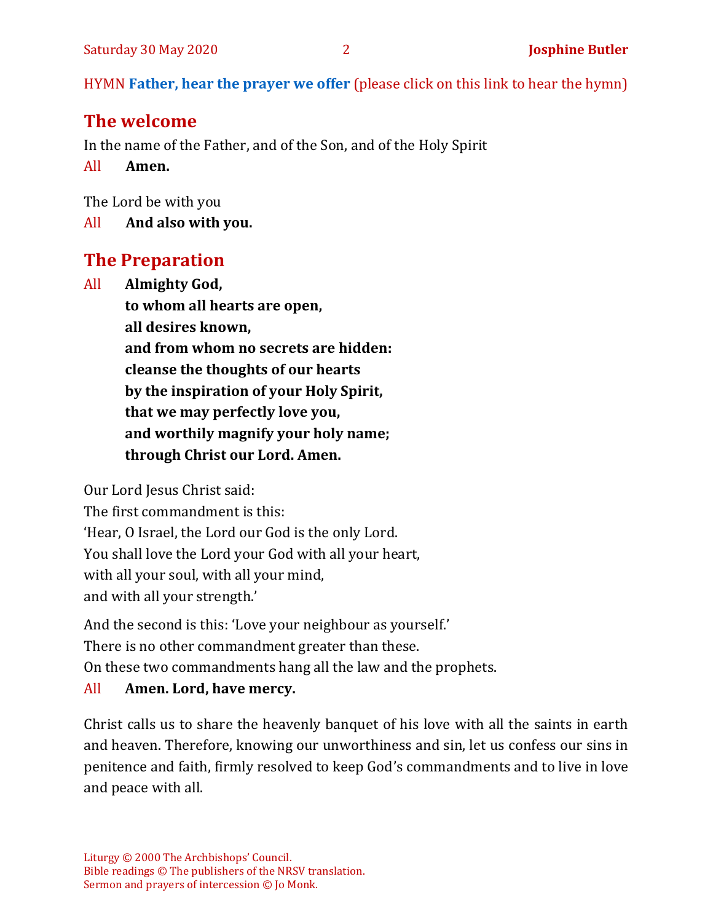HYMN **Father, hear the prayer we offer** (please click on this link to hear the hymn)

## The welcome

In the name of the Father, and of the Son, and of the Holy Spirit

All **Amen.**

The Lord be with you

All **And also with you.**

## The Preparation

All **Almighty God,**
**to whom all hearts are open,**
**all desires known,**
**and from whom no secrets are hidden:**
**cleanse the thoughts of our hearts**
**by the inspiration of your Holy Spirit,**
**that we may perfectly love you,**
**and worthily magnify your holy name;**
**through Christ our Lord. Amen.**

Our Lord Jesus Christ said:
The first commandment is this:
'Hear, O Israel, the Lord our God is the only Lord.
You shall love the Lord your God with all your heart,
with all your soul, with all your mind,
and with all your strength.'

And the second is this: 'Love your neighbour as yourself.'
There is no other commandment greater than these.
On these two commandments hang all the law and the prophets.

All **Amen. Lord, have mercy.**

Christ calls us to share the heavenly banquet of his love with all the saints in earth and heaven. Therefore, knowing our unworthiness and sin, let us confess our sins in penitence and faith, firmly resolved to keep God's commandments and to live in love and peace with all.

Liturgy © 2000 The Archbishops' Council.
Bible readings © The publishers of the NRSV translation.
Sermon and prayers of intercession © Jo Monk.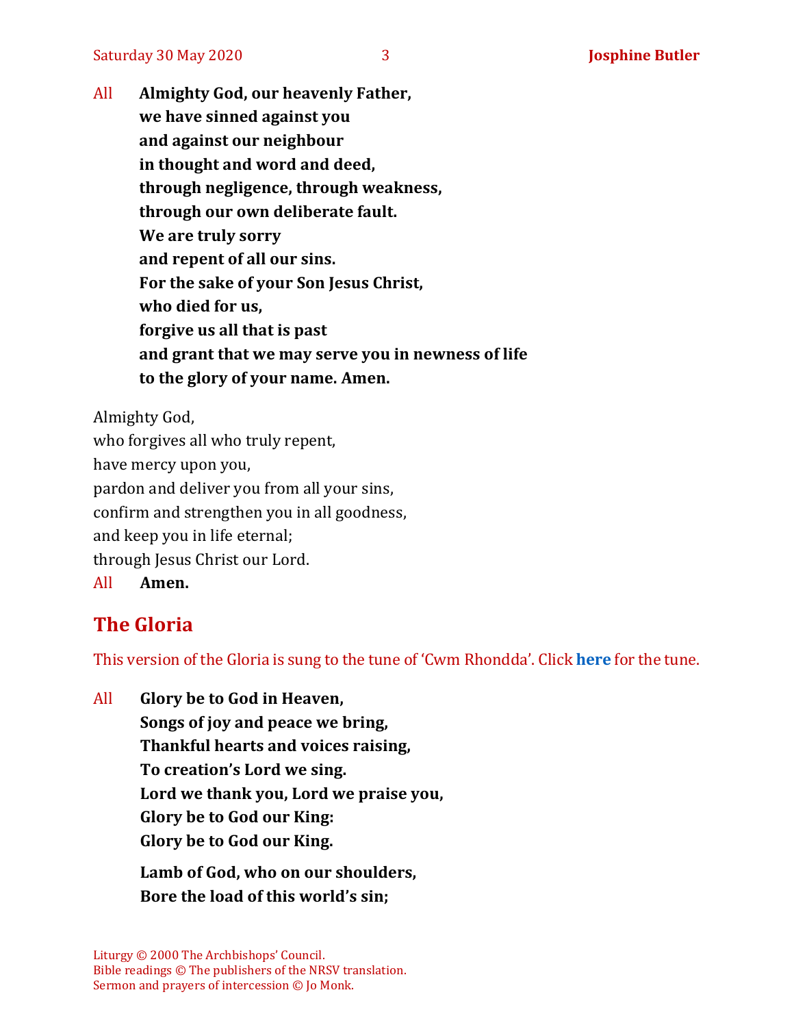All **Almighty God, our heavenly Father,**
**we have sinned against you**
**and against our neighbour**
**in thought and word and deed,**
**through negligence, through weakness,**
**through our own deliberate fault.**
**We are truly sorry**
**and repent of all our sins.**
**For the sake of your Son Jesus Christ,**
**who died for us,**
**forgive us all that is past**
**and grant that we may serve you in newness of life**
**to the glory of your name. Amen.**

Almighty God,
who forgives all who truly repent,
have mercy upon you,
pardon and deliver you from all your sins,
confirm and strengthen you in all goodness,
and keep you in life eternal;
through Jesus Christ our Lord.

All **Amen.**

## The Gloria

This version of the Gloria is sung to the tune of 'Cwm Rhondda'. Click **here** for the tune.

All **Glory be to God in Heaven,**
**Songs of joy and peace we bring,**
**Thankful hearts and voices raising,**
**To creation's Lord we sing.**
**Lord we thank you, Lord we praise you,**
**Glory be to God our King:**
**Glory be to God our King.**

**Lamb of God, who on our shoulders,**
**Bore the load of this world's sin;**

Liturgy © 2000 The Archbishops' Council.
Bible readings © The publishers of the NRSV translation.
Sermon and prayers of intercession © Jo Monk.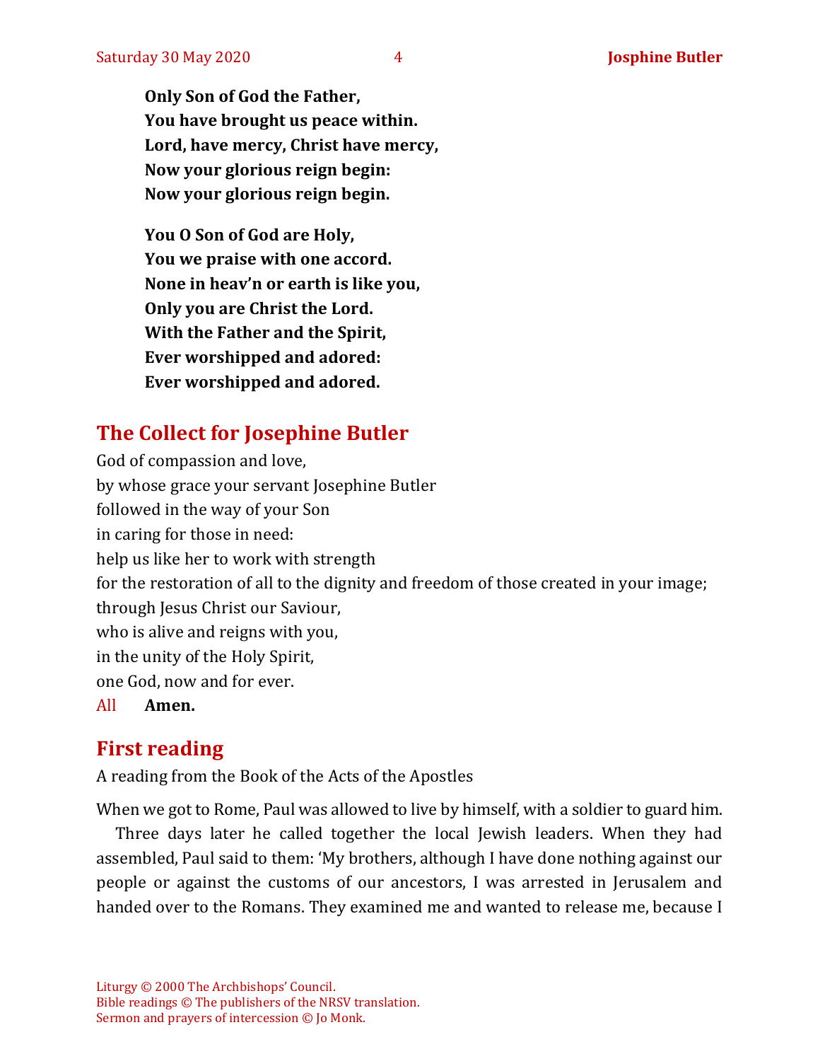**Only Son of God the Father,**
**You have brought us peace within.**
**Lord, have mercy, Christ have mercy,**
**Now your glorious reign begin:**
**Now your glorious reign begin.**

**You O Son of God are Holy,**
**You we praise with one accord.**
**None in heav'n or earth is like you,**
**Only you are Christ the Lord.**
**With the Father and the Spirit,**
**Ever worshipped and adored:**
**Ever worshipped and adored.**

## The Collect for Josephine Butler

God of compassion and love,
by whose grace your servant Josephine Butler
followed in the way of your Son
in caring for those in need:
help us like her to work with strength
for the restoration of all to the dignity and freedom of those created in your image;
through Jesus Christ our Saviour,
who is alive and reigns with you,
in the unity of the Holy Spirit,
one God, now and for ever.
All **Amen.**

## First reading

A reading from the Book of the Acts of the Apostles

When we got to Rome, Paul was allowed to live by himself, with a soldier to guard him.

Three days later he called together the local Jewish leaders. When they had assembled, Paul said to them: 'My brothers, although I have done nothing against our people or against the customs of our ancestors, I was arrested in Jerusalem and handed over to the Romans. They examined me and wanted to release me, because I

Liturgy © 2000 The Archbishops' Council.
Bible readings © The publishers of the NRSV translation.
Sermon and prayers of intercession © Jo Monk.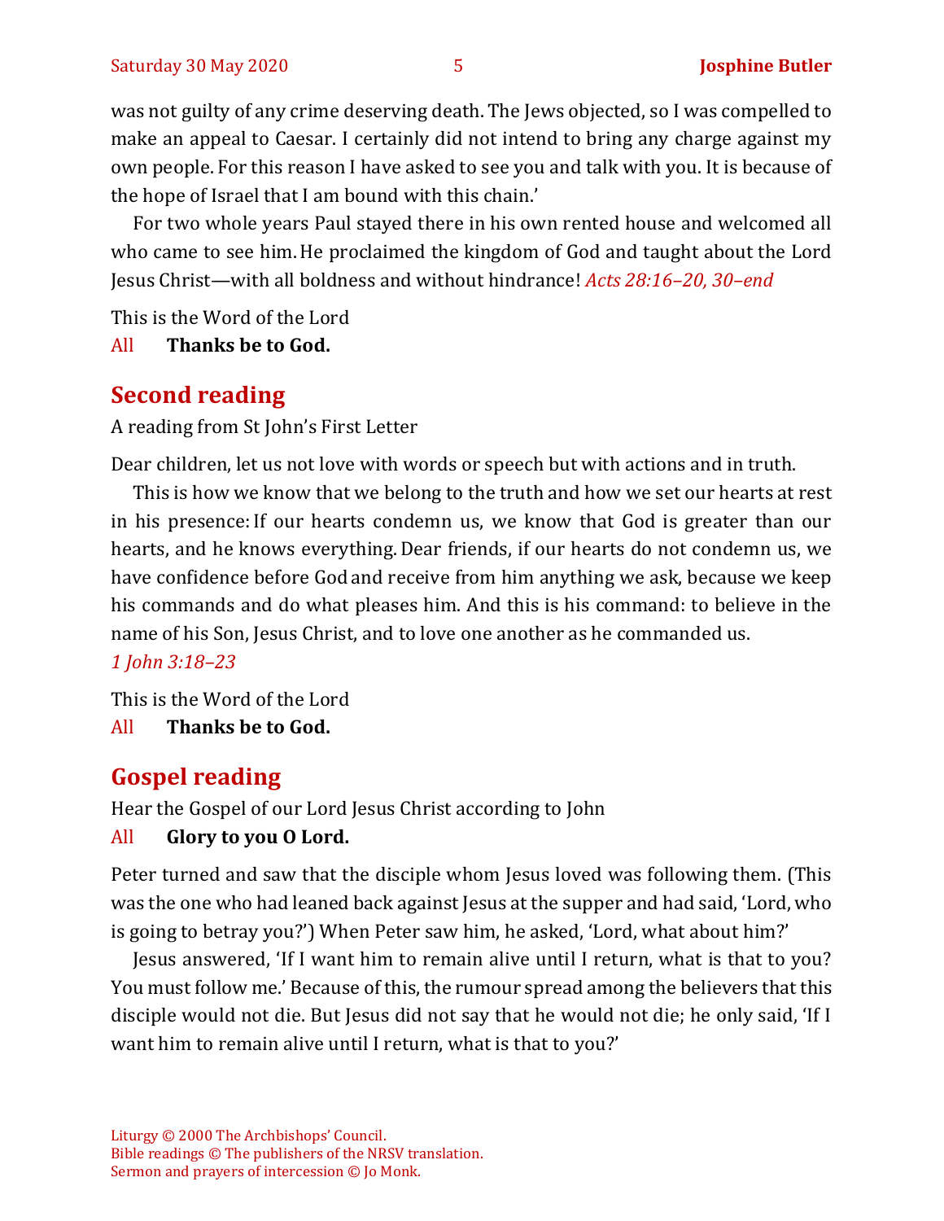was not guilty of any crime deserving death. The Jews objected, so I was compelled to make an appeal to Caesar. I certainly did not intend to bring any charge against my own people. For this reason I have asked to see you and talk with you. It is because of the hope of Israel that I am bound with this chain.'

For two whole years Paul stayed there in his own rented house and welcomed all who came to see him. He proclaimed the kingdom of God and taught about the Lord Jesus Christ—with all boldness and without hindrance! *Acts 28:16–20, 30–end*

This is the Word of the Lord

All **Thanks be to God.**

## Second reading

A reading from St John's First Letter

Dear children, let us not love with words or speech but with actions and in truth.

This is how we know that we belong to the truth and how we set our hearts at rest in his presence: If our hearts condemn us, we know that God is greater than our hearts, and he knows everything. Dear friends, if our hearts do not condemn us, we have confidence before God and receive from him anything we ask, because we keep his commands and do what pleases him. And this is his command: to believe in the name of his Son, Jesus Christ, and to love one another as he commanded us.

*1 John 3:18–23*

This is the Word of the Lord

All **Thanks be to God.**

## Gospel reading

Hear the Gospel of our Lord Jesus Christ according to John

All **Glory to you O Lord.**

Peter turned and saw that the disciple whom Jesus loved was following them. (This was the one who had leaned back against Jesus at the supper and had said, 'Lord, who is going to betray you?') When Peter saw him, he asked, 'Lord, what about him?'

Jesus answered, 'If I want him to remain alive until I return, what is that to you? You must follow me.' Because of this, the rumour spread among the believers that this disciple would not die. But Jesus did not say that he would not die; he only said, 'If I want him to remain alive until I return, what is that to you?'

Liturgy © 2000 The Archbishops' Council.
Bible readings © The publishers of the NRSV translation.
Sermon and prayers of intercession © Jo Monk.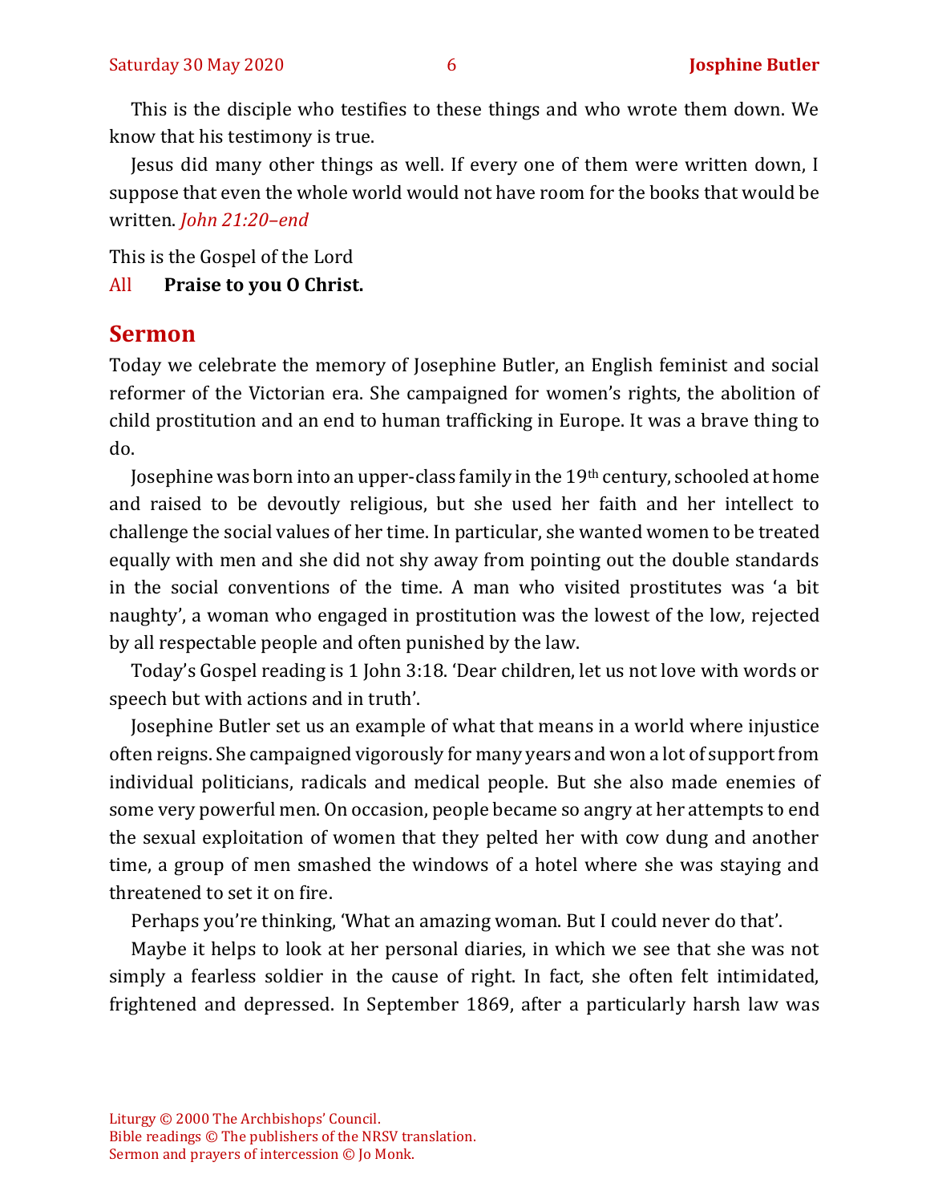This is the disciple who testifies to these things and who wrote them down. We know that his testimony is true.

Jesus did many other things as well. If every one of them were written down, I suppose that even the whole world would not have room for the books that would be written. *John 21:20–end*

This is the Gospel of the Lord

All **Praise to you O Christ.**

## Sermon

Today we celebrate the memory of Josephine Butler, an English feminist and social reformer of the Victorian era. She campaigned for women's rights, the abolition of child prostitution and an end to human trafficking in Europe. It was a brave thing to do.

Josephine was born into an upper-class family in the 19th century, schooled at home and raised to be devoutly religious, but she used her faith and her intellect to challenge the social values of her time. In particular, she wanted women to be treated equally with men and she did not shy away from pointing out the double standards in the social conventions of the time. A man who visited prostitutes was 'a bit naughty', a woman who engaged in prostitution was the lowest of the low, rejected by all respectable people and often punished by the law.

Today's Gospel reading is 1 John 3:18. 'Dear children, let us not love with words or speech but with actions and in truth'.

Josephine Butler set us an example of what that means in a world where injustice often reigns. She campaigned vigorously for many years and won a lot of support from individual politicians, radicals and medical people. But she also made enemies of some very powerful men. On occasion, people became so angry at her attempts to end the sexual exploitation of women that they pelted her with cow dung and another time, a group of men smashed the windows of a hotel where she was staying and threatened to set it on fire.

Perhaps you're thinking, 'What an amazing woman. But I could never do that'.

Maybe it helps to look at her personal diaries, in which we see that she was not simply a fearless soldier in the cause of right. In fact, she often felt intimidated, frightened and depressed. In September 1869, after a particularly harsh law was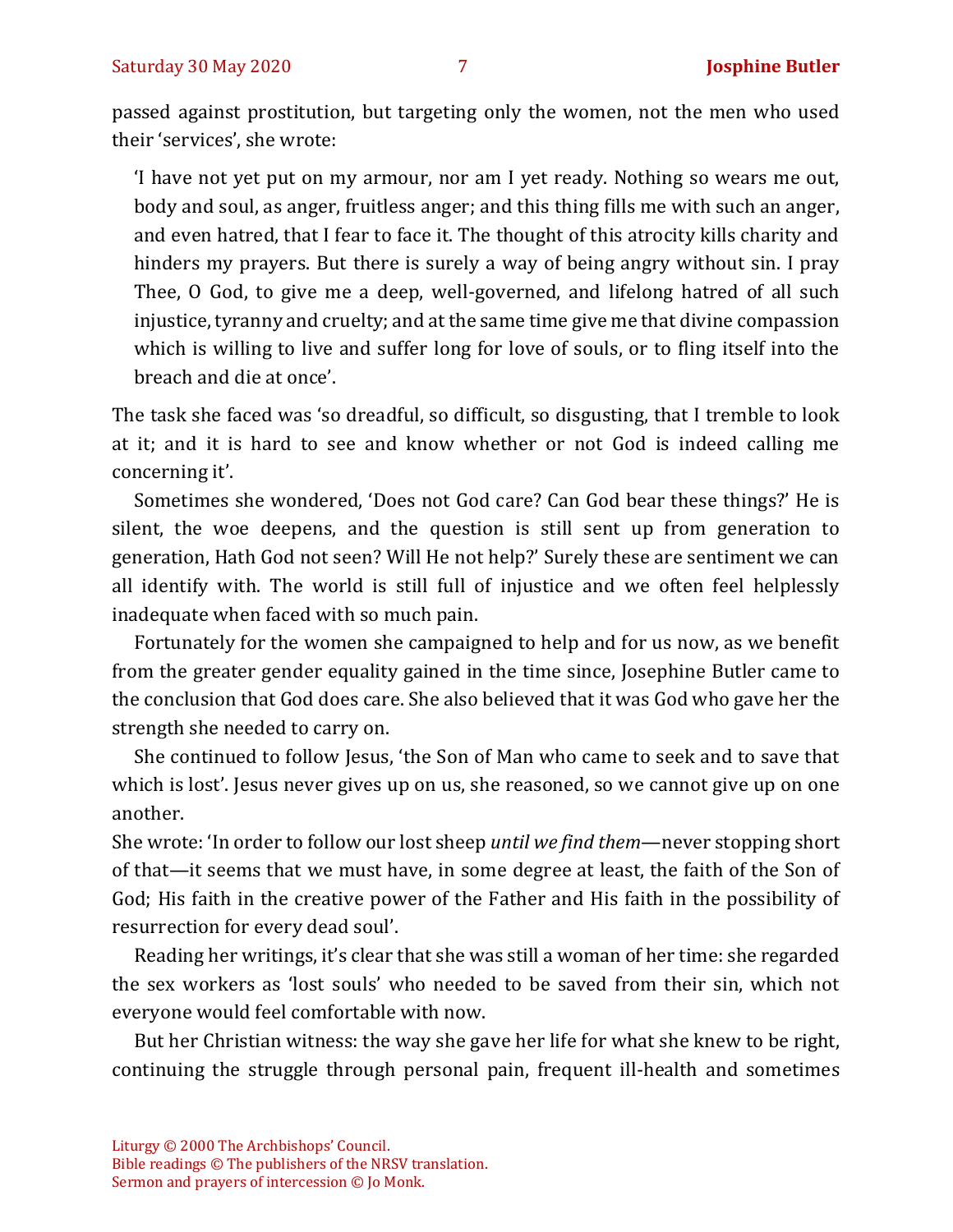passed against prostitution, but targeting only the women, not the men who used their 'services', she wrote:

> 'I have not yet put on my armour, nor am I yet ready. Nothing so wears me out, body and soul, as anger, fruitless anger; and this thing fills me with such an anger, and even hatred, that I fear to face it. The thought of this atrocity kills charity and hinders my prayers. But there is surely a way of being angry without sin. I pray Thee, O God, to give me a deep, well-governed, and lifelong hatred of all such injustice, tyranny and cruelty; and at the same time give me that divine compassion which is willing to live and suffer long for love of souls, or to fling itself into the breach and die at once'.

The task she faced was 'so dreadful, so difficult, so disgusting, that I tremble to look at it; and it is hard to see and know whether or not God is indeed calling me concerning it'.

Sometimes she wondered, 'Does not God care? Can God bear these things?' He is silent, the woe deepens, and the question is still sent up from generation to generation, Hath God not seen? Will He not help?' Surely these are sentiment we can all identify with. The world is still full of injustice and we often feel helplessly inadequate when faced with so much pain.

Fortunately for the women she campaigned to help and for us now, as we benefit from the greater gender equality gained in the time since, Josephine Butler came to the conclusion that God does care. She also believed that it was God who gave her the strength she needed to carry on.

She continued to follow Jesus, 'the Son of Man who came to seek and to save that which is lost'. Jesus never gives up on us, she reasoned, so we cannot give up on one another.

She wrote: 'In order to follow our lost sheep *until we find them*—never stopping short of that—it seems that we must have, in some degree at least, the faith of the Son of God; His faith in the creative power of the Father and His faith in the possibility of resurrection for every dead soul'.

Reading her writings, it's clear that she was still a woman of her time: she regarded the sex workers as 'lost souls' who needed to be saved from their sin, which not everyone would feel comfortable with now.

But her Christian witness: the way she gave her life for what she knew to be right, continuing the struggle through personal pain, frequent ill-health and sometimes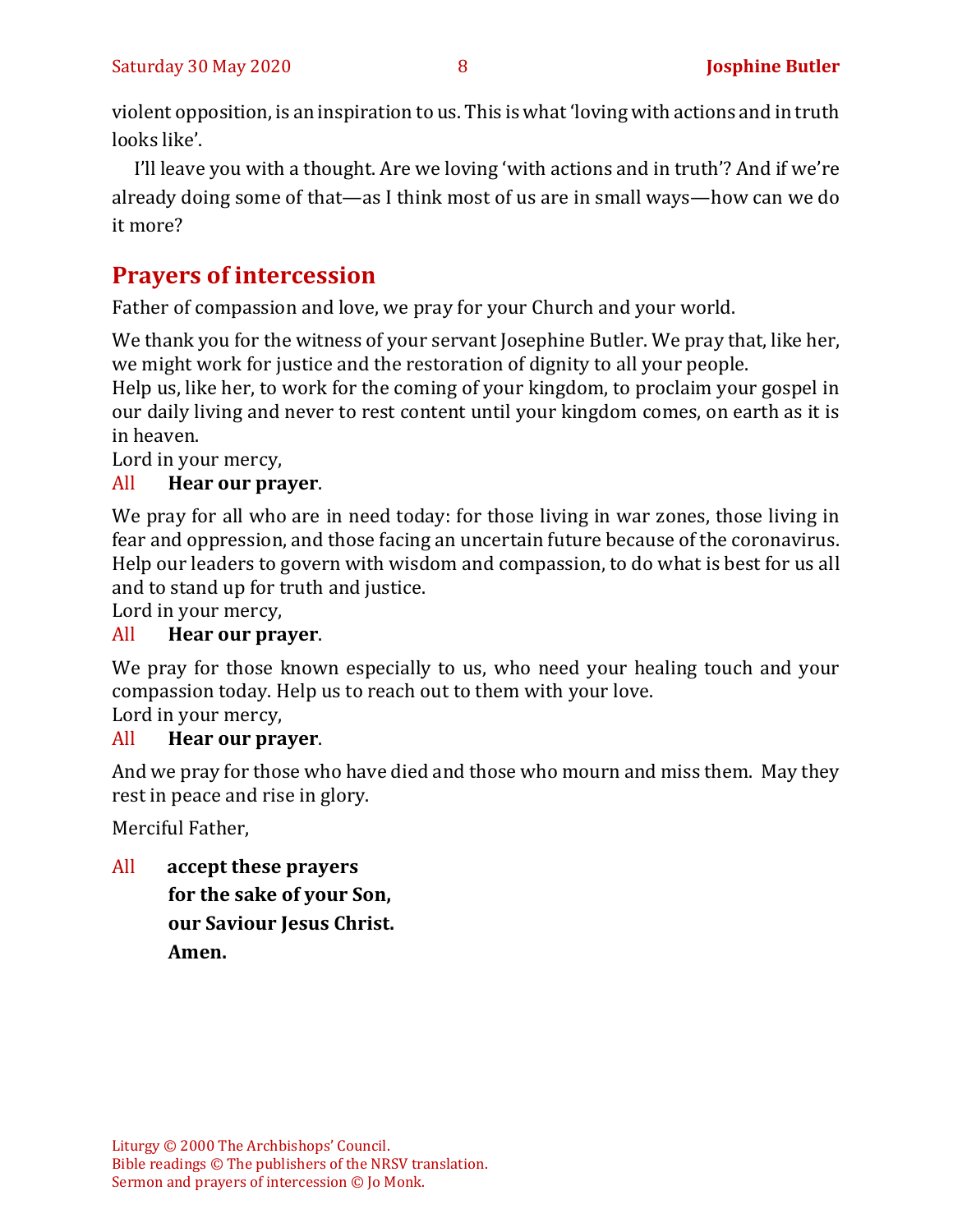violent opposition, is an inspiration to us. This is what 'loving with actions and in truth looks like'.

I'll leave you with a thought. Are we loving 'with actions and in truth'? And if we're already doing some of that—as I think most of us are in small ways—how can we do it more?

## Prayers of intercession

Father of compassion and love, we pray for your Church and your world.

We thank you for the witness of your servant Josephine Butler. We pray that, like her, we might work for justice and the restoration of dignity to all your people.
Help us, like her, to work for the coming of your kingdom, to proclaim your gospel in our daily living and never to rest content until your kingdom comes, on earth as it is in heaven.
Lord in your mercy,
All **Hear our prayer**.

We pray for all who are in need today: for those living in war zones, those living in fear and oppression, and those facing an uncertain future because of the coronavirus. Help our leaders to govern with wisdom and compassion, to do what is best for us all and to stand up for truth and justice.
Lord in your mercy,
All **Hear our prayer**.

We pray for those known especially to us, who need your healing touch and your compassion today. Help us to reach out to them with your love.
Lord in your mercy,
All **Hear our prayer**.

And we pray for those who have died and those who mourn and miss them. May they rest in peace and rise in glory.

Merciful Father,

All **accept these prayers**
**for the sake of your Son,**
**our Saviour Jesus Christ.**
**Amen.**

Liturgy © 2000 The Archbishops' Council.
Bible readings © The publishers of the NRSV translation.
Sermon and prayers of intercession © Jo Monk.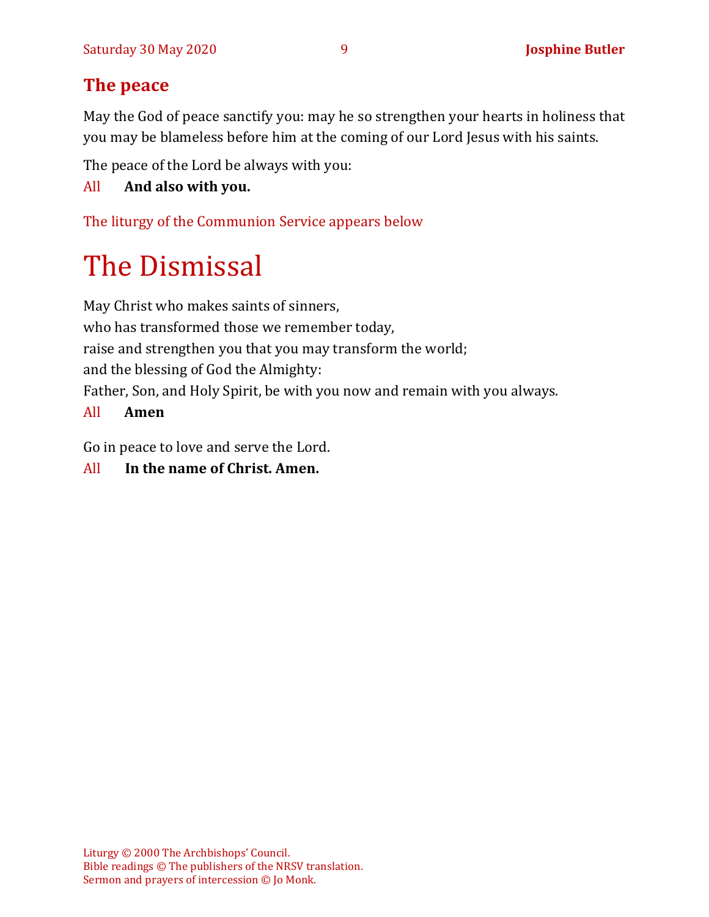## The peace

May the God of peace sanctify you: may he so strengthen your hearts in holiness that you may be blameless before him at the coming of our Lord Jesus with his saints.

The peace of the Lord be always with you:

All **And also with you.**

The liturgy of the Communion Service appears below

# The Dismissal

May Christ who makes saints of sinners,
who has transformed those we remember today,
raise and strengthen you that you may transform the world;
and the blessing of God the Almighty:
Father, Son, and Holy Spirit, be with you now and remain with you always.

All **Amen**

Go in peace to love and serve the Lord.

All **In the name of Christ. Amen.**

Liturgy © 2000 The Archbishops' Council.
Bible readings © The publishers of the NRSV translation.
Sermon and prayers of intercession © Jo Monk.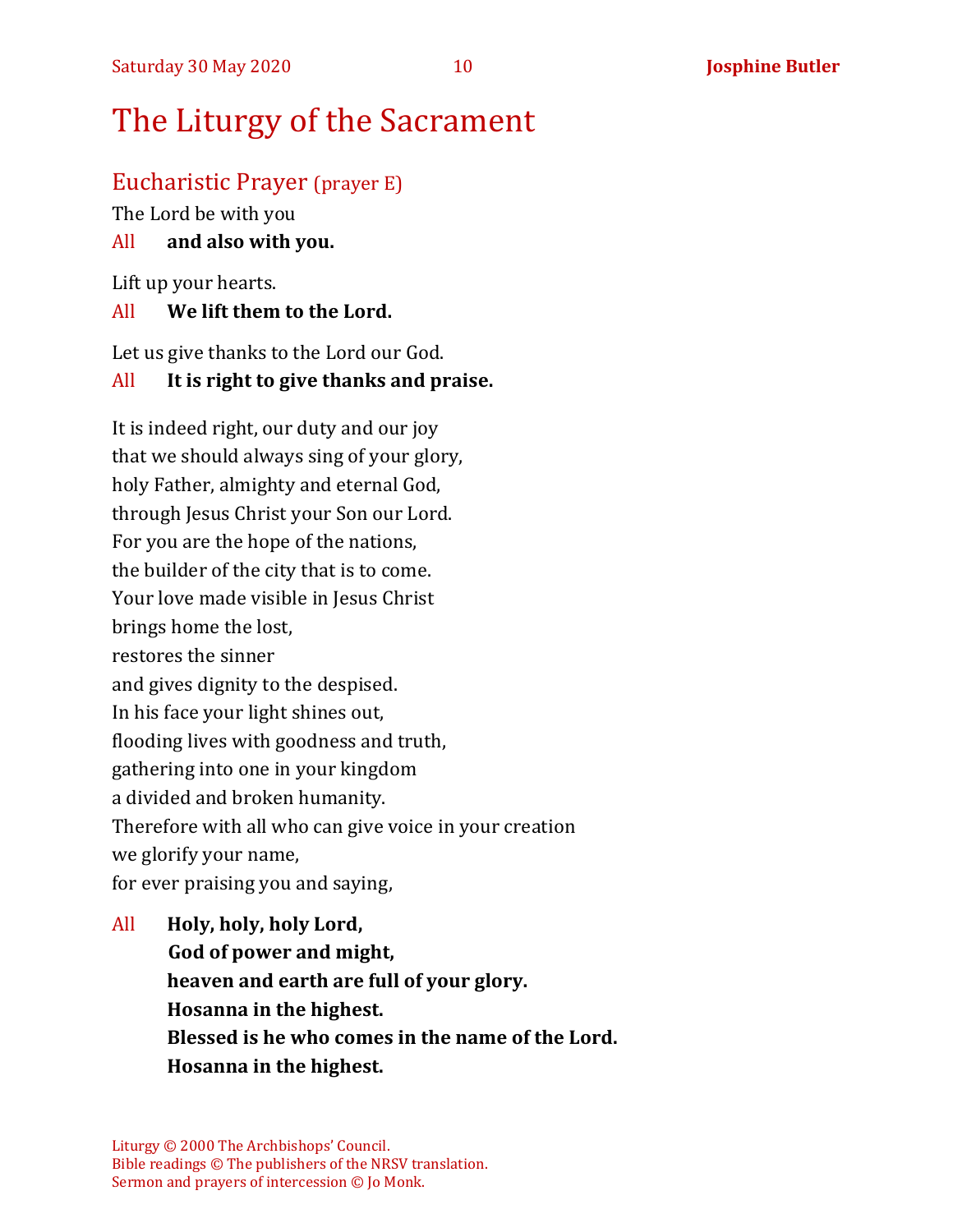# The Liturgy of the Sacrament

## Eucharistic Prayer (prayer E)

The Lord be with you

All **and also with you.**

Lift up your hearts.

All **We lift them to the Lord.**

Let us give thanks to the Lord our God.

All **It is right to give thanks and praise.**

It is indeed right, our duty and our joy
that we should always sing of your glory,
holy Father, almighty and eternal God,
through Jesus Christ your Son our Lord.
For you are the hope of the nations,
the builder of the city that is to come.
Your love made visible in Jesus Christ
brings home the lost,
restores the sinner
and gives dignity to the despised.
In his face your light shines out,
flooding lives with goodness and truth,
gathering into one in your kingdom
a divided and broken humanity.
Therefore with all who can give voice in your creation
we glorify your name,
for ever praising you and saying,

All **Holy, holy, holy Lord,**
**God of power and might,**
**heaven and earth are full of your glory.**
**Hosanna in the highest.**
**Blessed is he who comes in the name of the Lord.**
**Hosanna in the highest.**

Liturgy © 2000 The Archbishops' Council.
Bible readings © The publishers of the NRSV translation.
Sermon and prayers of intercession © Jo Monk.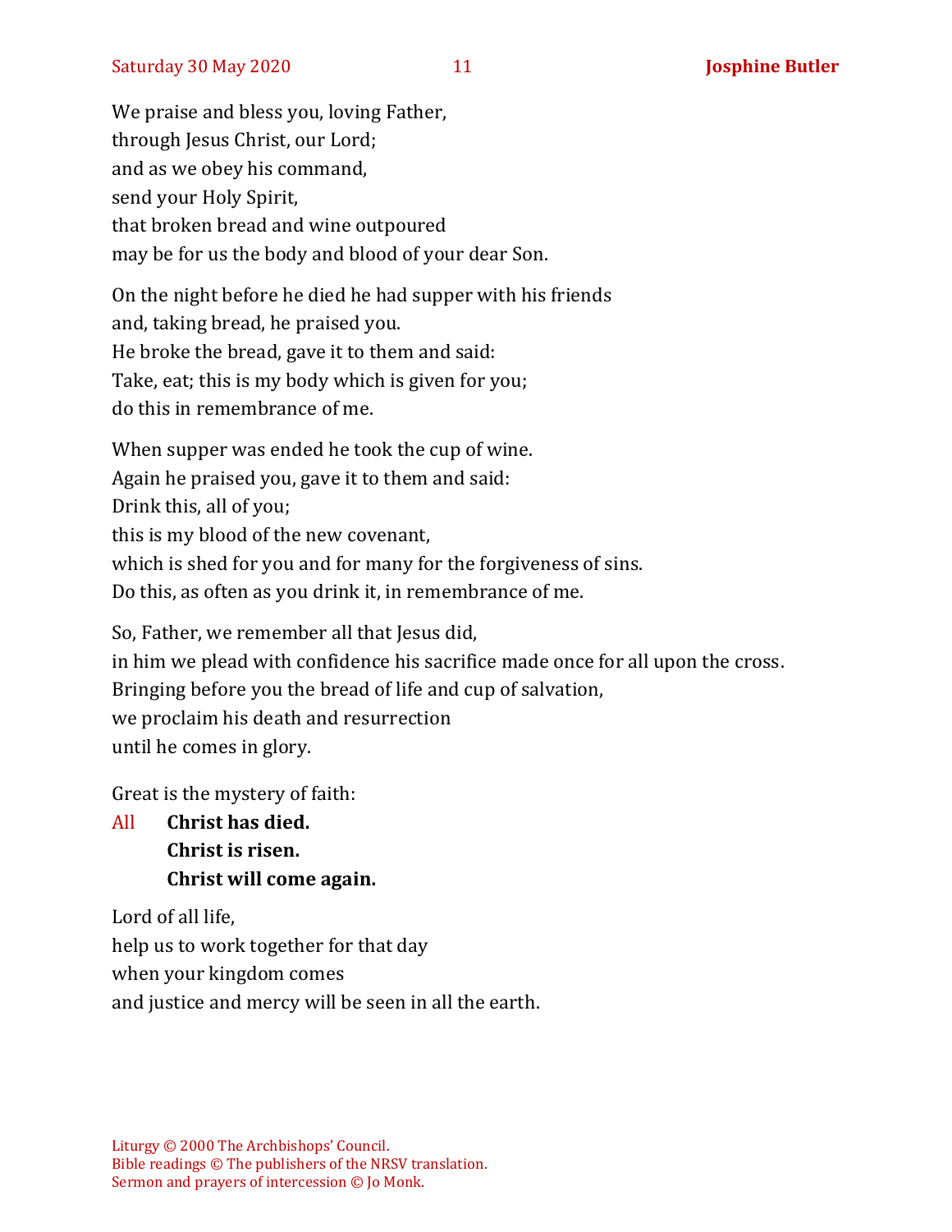We praise and bless you, loving Father,
through Jesus Christ, our Lord;
and as we obey his command,
send your Holy Spirit,
that broken bread and wine outpoured
may be for us the body and blood of your dear Son.

On the night before he died he had supper with his friends
and, taking bread, he praised you.
He broke the bread, gave it to them and said:
Take, eat; this is my body which is given for you;
do this in remembrance of me.

When supper was ended he took the cup of wine.
Again he praised you, gave it to them and said:
Drink this, all of you;
this is my blood of the new covenant,
which is shed for you and for many for the forgiveness of sins.
Do this, as often as you drink it, in remembrance of me.

So, Father, we remember all that Jesus did,
in him we plead with confidence his sacrifice made once for all upon the cross.
Bringing before you the bread of life and cup of salvation,
we proclaim his death and resurrection
until he comes in glory.

Great is the mystery of faith:

All **Christ has died.**
**Christ is risen.**
**Christ will come again.**

Lord of all life,
help us to work together for that day
when your kingdom comes
and justice and mercy will be seen in all the earth.

Liturgy © 2000 The Archbishops' Council.
Bible readings © The publishers of the NRSV translation.
Sermon and prayers of intercession © Jo Monk.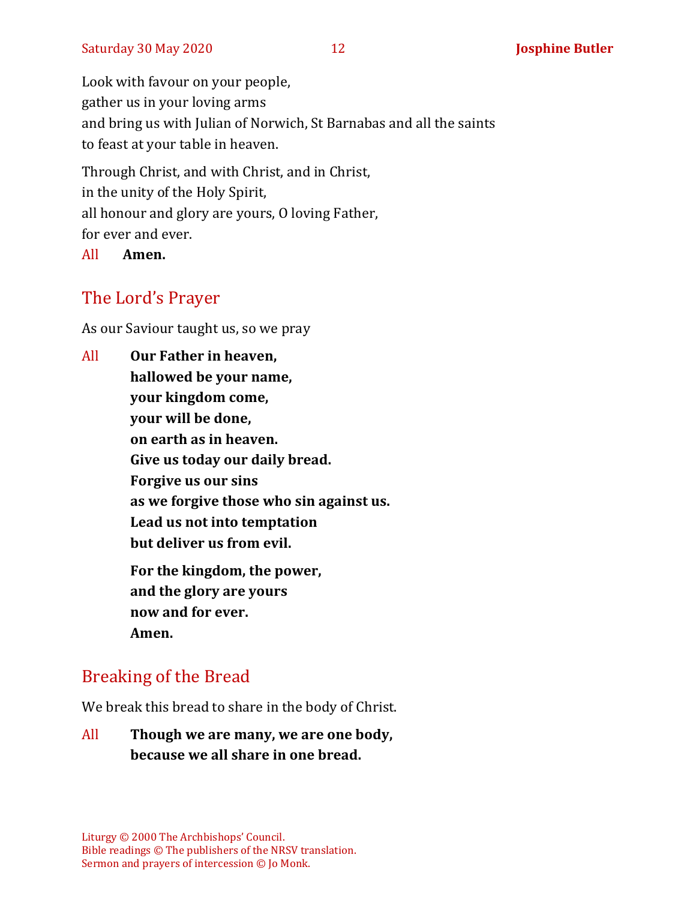Look with favour on your people,
gather us in your loving arms
and bring us with Julian of Norwich, St Barnabas and all the saints
to feast at your table in heaven.

Through Christ, and with Christ, and in Christ,
in the unity of the Holy Spirit,
all honour and glory are yours, O loving Father,
for ever and ever.

All **Amen.**

## The Lord's Prayer

As our Saviour taught us, so we pray

All **Our Father in heaven,**
**hallowed be your name,**
**your kingdom come,**
**your will be done,**
**on earth as in heaven.**
**Give us today our daily bread.**
**Forgive us our sins**
**as we forgive those who sin against us.**
**Lead us not into temptation**
**but deliver us from evil.**

**For the kingdom, the power,**
**and the glory are yours**
**now and for ever.**
**Amen.**

## Breaking of the Bread

We break this bread to share in the body of Christ.

All **Though we are many, we are one body,**
**because we all share in one bread.**

Liturgy © 2000 The Archbishops' Council.
Bible readings © The publishers of the NRSV translation.
Sermon and prayers of intercession © Jo Monk.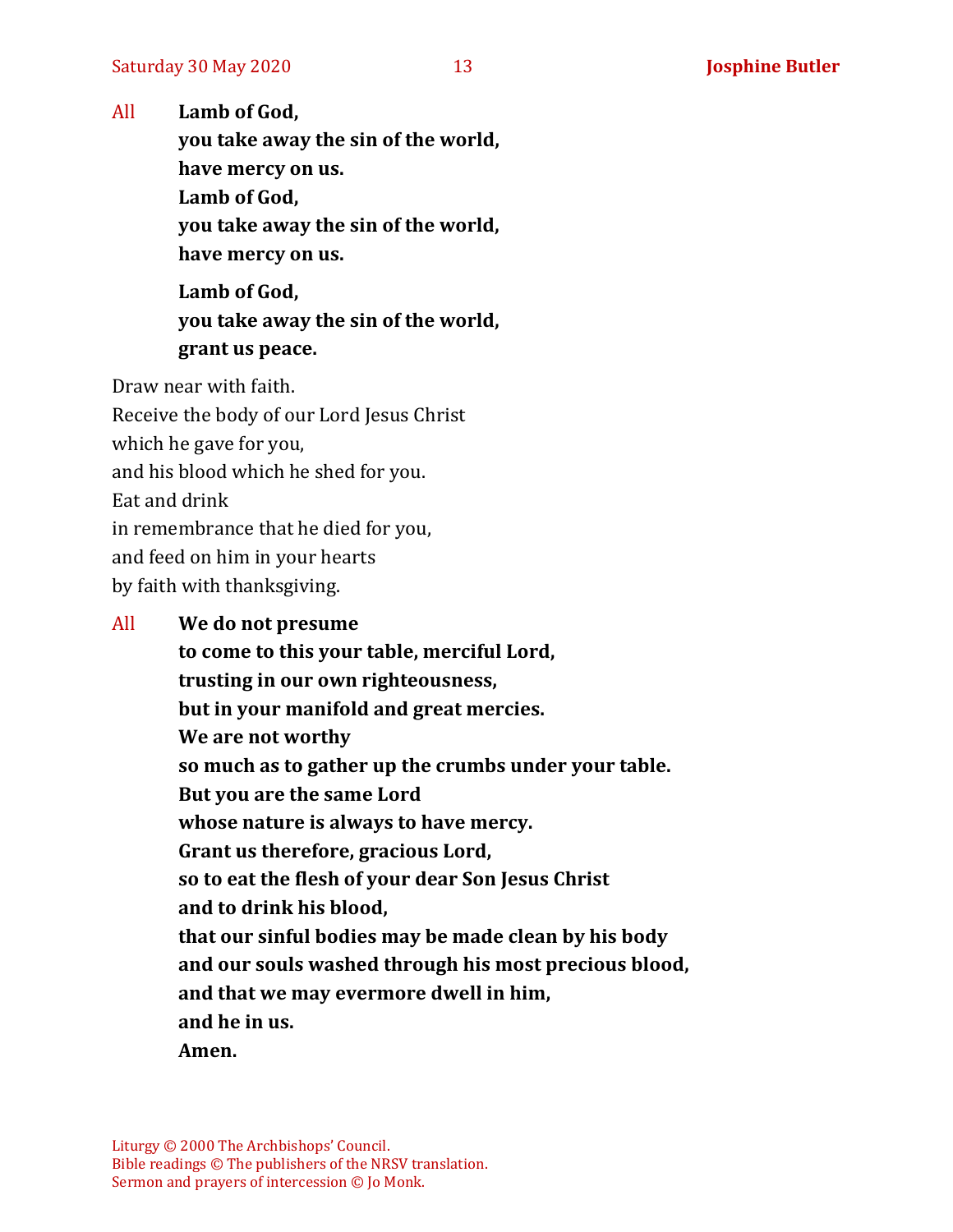All **Lamb of God,**
**you take away the sin of the world,**
**have mercy on us.**
**Lamb of God,**
**you take away the sin of the world,**
**have mercy on us.**

**Lamb of God,**
**you take away the sin of the world,**
**grant us peace.**

Draw near with faith.
Receive the body of our Lord Jesus Christ
which he gave for you,
and his blood which he shed for you.
Eat and drink
in remembrance that he died for you,
and feed on him in your hearts
by faith with thanksgiving.

All **We do not presume**
**to come to this your table, merciful Lord,**
**trusting in our own righteousness,**
**but in your manifold and great mercies.**
**We are not worthy**
**so much as to gather up the crumbs under your table.**
**But you are the same Lord**
**whose nature is always to have mercy.**
**Grant us therefore, gracious Lord,**
**so to eat the flesh of your dear Son Jesus Christ**
**and to drink his blood,**
**that our sinful bodies may be made clean by his body**
**and our souls washed through his most precious blood,**
**and that we may evermore dwell in him,**
**and he in us.**
**Amen.**

Liturgy © 2000 The Archbishops' Council.
Bible readings © The publishers of the NRSV translation.
Sermon and prayers of intercession © Jo Monk.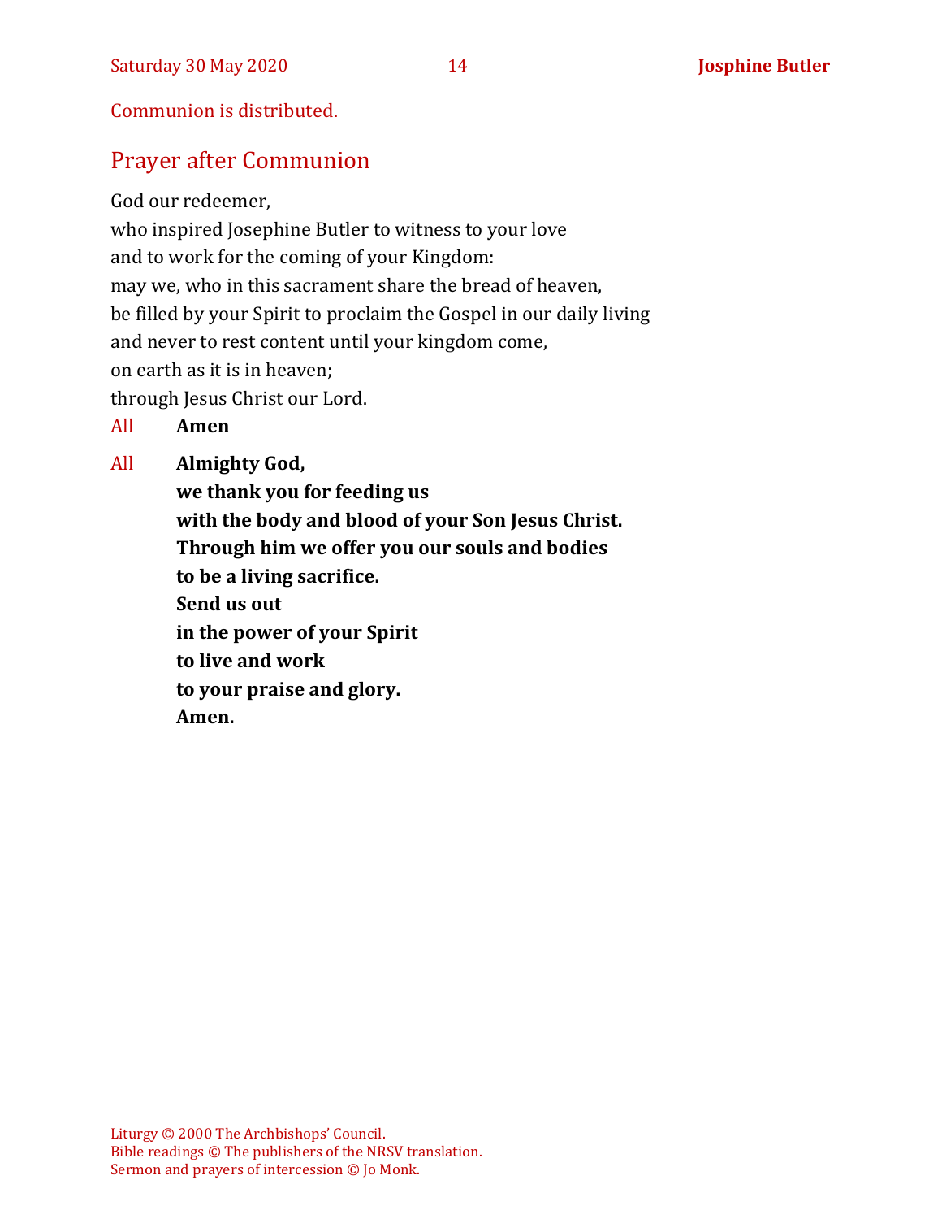Communion is distributed.

## Prayer after Communion

God our redeemer,
who inspired Josephine Butler to witness to your love
and to work for the coming of your Kingdom:
may we, who in this sacrament share the bread of heaven,
be filled by your Spirit to proclaim the Gospel in our daily living
and never to rest content until your kingdom come,
on earth as it is in heaven;
through Jesus Christ our Lord.

All **Amen**

All **Almighty God,**
**we thank you for feeding us**
**with the body and blood of your Son Jesus Christ.**
**Through him we offer you our souls and bodies**
**to be a living sacrifice.**
**Send us out**
**in the power of your Spirit**
**to live and work**
**to your praise and glory.**
**Amen.**

Liturgy © 2000 The Archbishops' Council.
Bible readings © The publishers of the NRSV translation.
Sermon and prayers of intercession © Jo Monk.